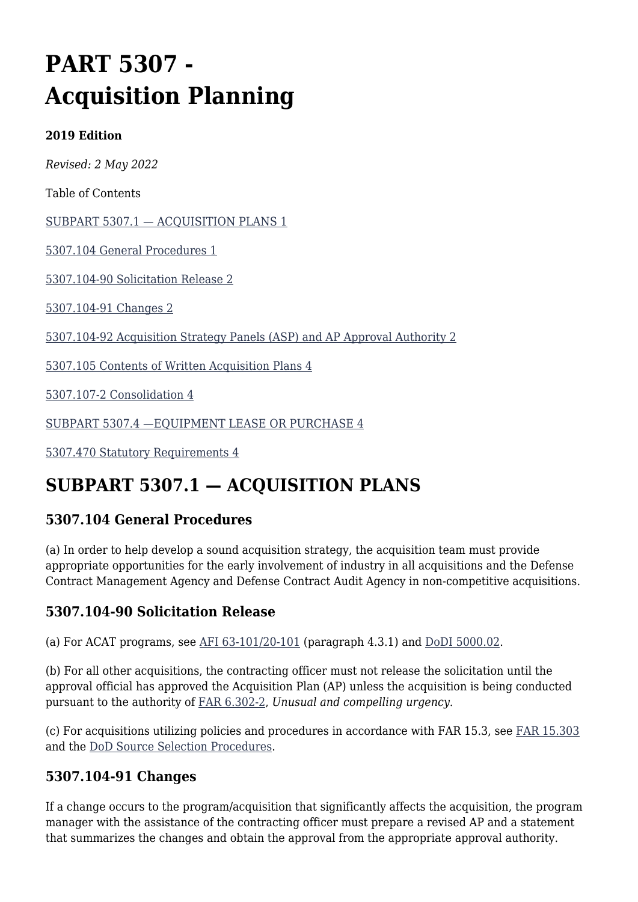# PART 5307 - Acquisition Planning

**2019 Edition**

*Revised: 2 May 2022*

Table of Contents

[SUBPART 5307.1 — ACQUISITION PLANS 1](#)

[5307.104 General Procedures 1](#)

[5307.104-90 Solicitation Release 2](#)

[5307.104-91 Changes 2](#)

[5307.104-92 Acquisition Strategy Panels (ASP) and AP Approval Authority 2](#)

[5307.105 Contents of Written Acquisition Plans 4](#)

[5307.107-2 Consolidation 4](#)

[SUBPART 5307.4 —EQUIPMENT LEASE OR PURCHASE 4](#)

[5307.470 Statutory Requirements 4](#)

## SUBPART 5307.1 — ACQUISITION PLANS

### 5307.104 General Procedures

(a) In order to help develop a sound acquisition strategy, the acquisition team must provide appropriate opportunities for the early involvement of industry in all acquisitions and the Defense Contract Management Agency and Defense Contract Audit Agency in non-competitive acquisitions.

### 5307.104-90 Solicitation Release

(a) For ACAT programs, see [AFI 63-101/20-101](#) (paragraph 4.3.1) and [DoDI 5000.02](#).

(b) For all other acquisitions, the contracting officer must not release the solicitation until the approval official has approved the Acquisition Plan (AP) unless the acquisition is being conducted pursuant to the authority of [FAR 6.302-2](#), *Unusual and compelling urgency*.

(c) For acquisitions utilizing policies and procedures in accordance with FAR 15.3, see [FAR 15.303](#) and the [DoD Source Selection Procedures](#).

### 5307.104-91 Changes

If a change occurs to the program/acquisition that significantly affects the acquisition, the program manager with the assistance of the contracting officer must prepare a revised AP and a statement that summarizes the changes and obtain the approval from the appropriate approval authority.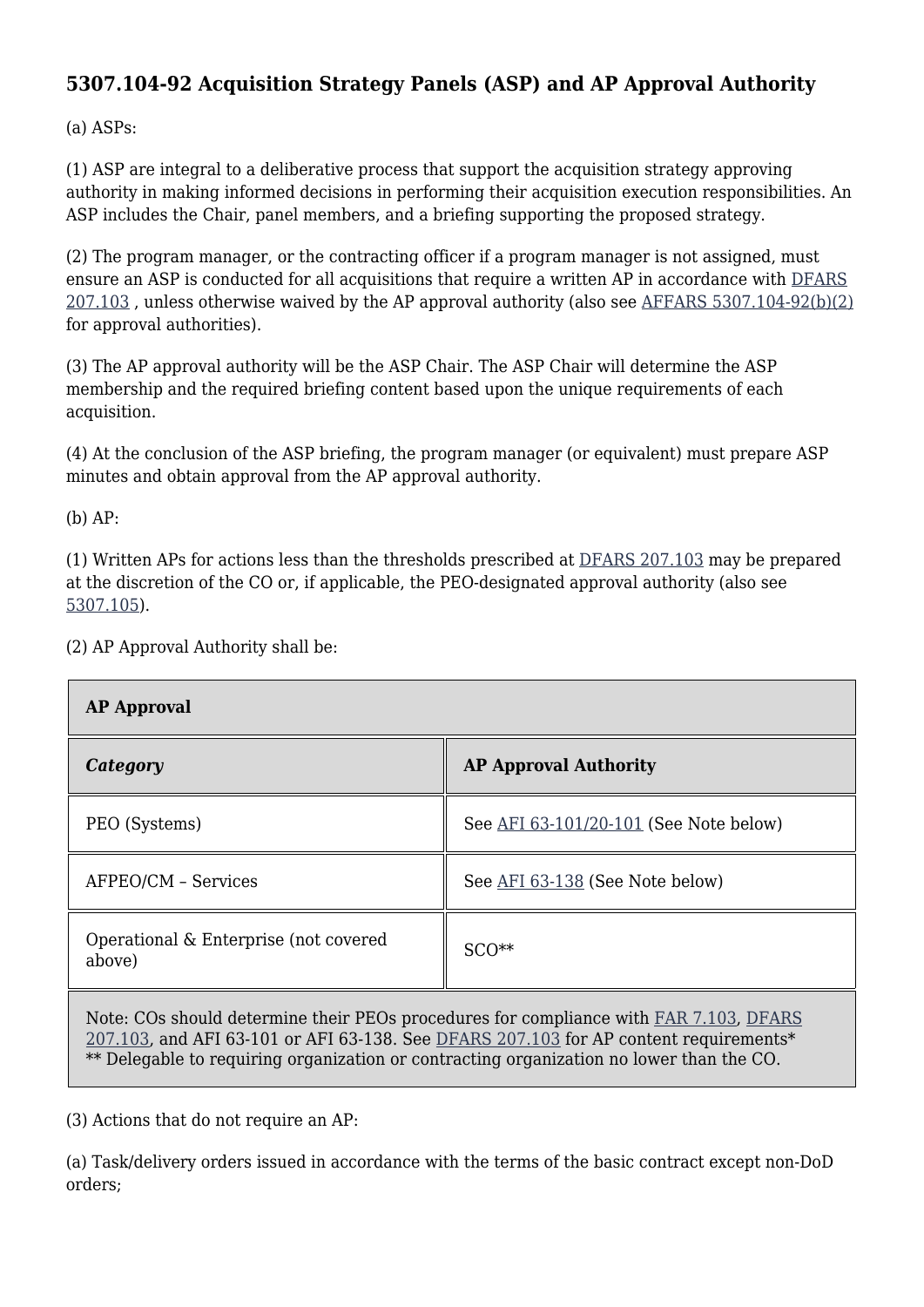## 5307.104-92 Acquisition Strategy Panels (ASP) and AP Approval Authority

(a) ASPs:

(1) ASP are integral to a deliberative process that support the acquisition strategy approving authority in making informed decisions in performing their acquisition execution responsibilities. An ASP includes the Chair, panel members, and a briefing supporting the proposed strategy.

(2) The program manager, or the contracting officer if a program manager is not assigned, must ensure an ASP is conducted for all acquisitions that require a written AP in accordance with DFARS 207.103 , unless otherwise waived by the AP approval authority (also see AFFARS 5307.104-92(b)(2) for approval authorities).

(3) The AP approval authority will be the ASP Chair. The ASP Chair will determine the ASP membership and the required briefing content based upon the unique requirements of each acquisition.

(4) At the conclusion of the ASP briefing, the program manager (or equivalent) must prepare ASP minutes and obtain approval from the AP approval authority.

(b) AP:

(1) Written APs for actions less than the thresholds prescribed at DFARS 207.103 may be prepared at the discretion of the CO or, if applicable, the PEO-designated approval authority (also see 5307.105).

(2) AP Approval Authority shall be:

| **AP Approval** | |
|---|---|
| ***Category*** | **AP Approval Authority** |
| PEO (Systems) | See AFI 63-101/20-101 (See Note below) |
| AFPEO/CM – Services | See AFI 63-138 (See Note below) |
| Operational & Enterprise (not covered above) | SCO** |
| Note: COs should determine their PEOs procedures for compliance with FAR 7.103, DFARS 207.103, and AFI 63-101 or AFI 63-138. See DFARS 207.103 for AP content requirements* ** Delegable to requiring organization or contracting organization no lower than the CO. | |

(3) Actions that do not require an AP:

(a) Task/delivery orders issued in accordance with the terms of the basic contract except non-DoD orders;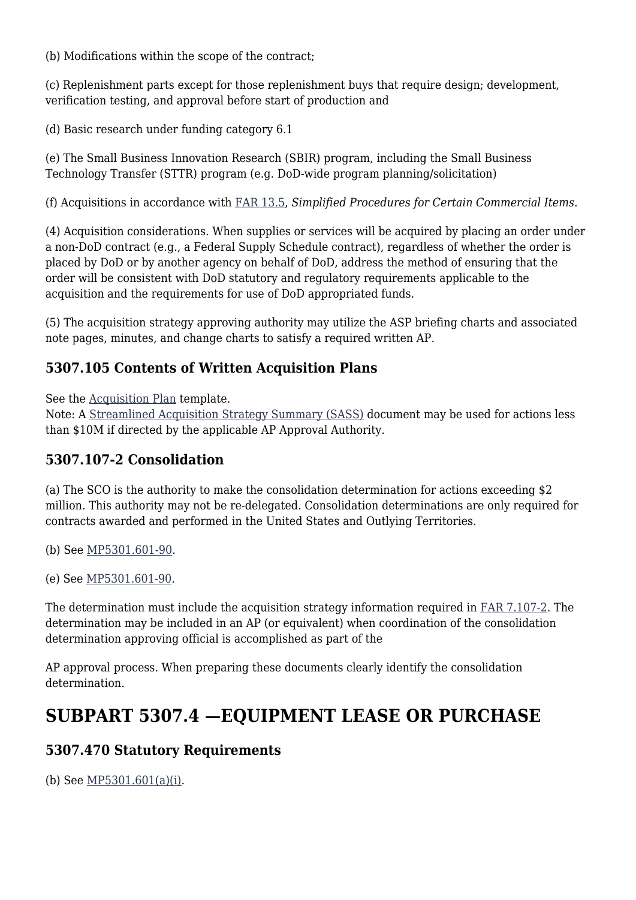(b) Modifications within the scope of the contract;

(c) Replenishment parts except for those replenishment buys that require design; development, verification testing, and approval before start of production and

(d) Basic research under funding category 6.1

(e) The Small Business Innovation Research (SBIR) program, including the Small Business Technology Transfer (STTR) program (e.g. DoD-wide program planning/solicitation)

(f) Acquisitions in accordance with FAR 13.5, *Simplified Procedures for Certain Commercial Items*.

(4) Acquisition considerations. When supplies or services will be acquired by placing an order under a non-DoD contract (e.g., a Federal Supply Schedule contract), regardless of whether the order is placed by DoD or by another agency on behalf of DoD, address the method of ensuring that the order will be consistent with DoD statutory and regulatory requirements applicable to the acquisition and the requirements for use of DoD appropriated funds.

(5) The acquisition strategy approving authority may utilize the ASP briefing charts and associated note pages, minutes, and change charts to satisfy a required written AP.

### 5307.105 Contents of Written Acquisition Plans

See the Acquisition Plan template.
Note: A Streamlined Acquisition Strategy Summary (SASS) document may be used for actions less than $10M if directed by the applicable AP Approval Authority.

### 5307.107-2 Consolidation

(a) The SCO is the authority to make the consolidation determination for actions exceeding $2 million. This authority may not be re-delegated. Consolidation determinations are only required for contracts awarded and performed in the United States and Outlying Territories.

(b) See MP5301.601-90.

(e) See MP5301.601-90.

The determination must include the acquisition strategy information required in FAR 7.107-2. The determination may be included in an AP (or equivalent) when coordination of the consolidation determination approving official is accomplished as part of the

AP approval process. When preparing these documents clearly identify the consolidation determination.

## SUBPART 5307.4 —EQUIPMENT LEASE OR PURCHASE

### 5307.470 Statutory Requirements

(b) See MP5301.601(a)(i).